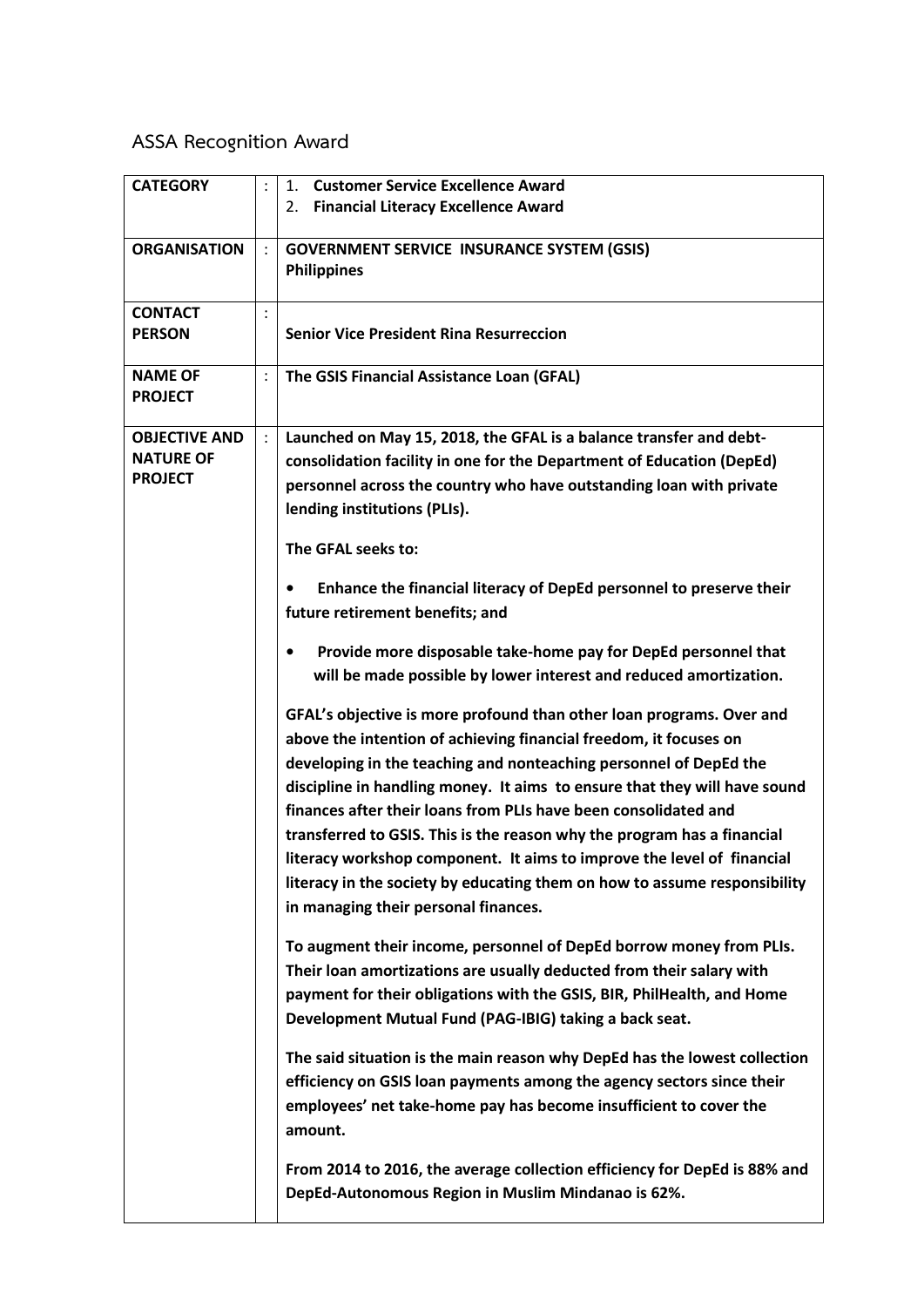# ASSA Recognition Award

| | | |
|---|---|---|
| **CATEGORY** | : | 1. **Customer Service Excellence Award**<br>2. **Financial Literacy Excellence Award** |
| **ORGANISATION** | : | **GOVERNMENT SERVICE INSURANCE SYSTEM (GSIS)**<br>**Philippines** |
| **CONTACT PERSON** | : | **Senior Vice President Rina Resurreccion** |
| **NAME OF PROJECT** | : | **The GSIS Financial Assistance Loan (GFAL)** |
| **OBJECTIVE AND NATURE OF PROJECT** | : | **Launched on May 15, 2018, the GFAL is a balance transfer and debt-consolidation facility in one for the Department of Education (DepEd) personnel across the country who have outstanding loan with private lending institutions (PLIs).**<br><br>**The GFAL seeks to:**<br><br>• **Enhance the financial literacy of DepEd personnel to preserve their future retirement benefits; and**<br><br>• **Provide more disposable take-home pay for DepEd personnel that will be made possible by lower interest and reduced amortization.**<br><br>**GFAL's objective is more profound than other loan programs. Over and above the intention of achieving financial freedom, it focuses on developing in the teaching and nonteaching personnel of DepEd the discipline in handling money. It aims to ensure that they will have sound finances after their loans from PLIs have been consolidated and transferred to GSIS. This is the reason why the program has a financial literacy workshop component. It aims to improve the level of financial literacy in the society by educating them on how to assume responsibility in managing their personal finances.**<br><br>**To augment their income, personnel of DepEd borrow money from PLIs. Their loan amortizations are usually deducted from their salary with payment for their obligations with the GSIS, BIR, PhilHealth, and Home Development Mutual Fund (PAG-IBIG) taking a back seat.**<br><br>**The said situation is the main reason why DepEd has the lowest collection efficiency on GSIS loan payments among the agency sectors since their employees' net take-home pay has become insufficient to cover the amount.**<br><br>**From 2014 to 2016, the average collection efficiency for DepEd is 88% and DepEd-Autonomous Region in Muslim Mindanao is 62%.** |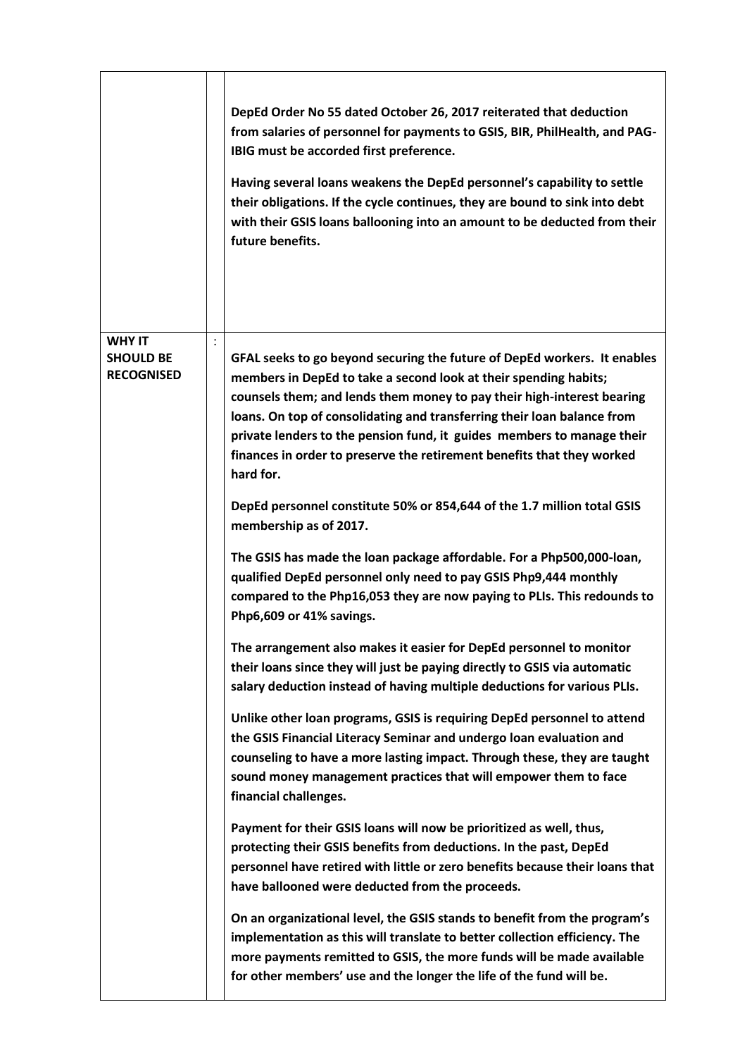| | | |
|---|---|---|
| | | **DepEd Order No 55 dated October 26, 2017 reiterated that deduction from salaries of personnel for payments to GSIS, BIR, PhilHealth, and PAG-IBIG must be accorded first preference.**<br><br>**Having several loans weakens the DepEd personnel's capability to settle their obligations. If the cycle continues, they are bound to sink into debt with their GSIS loans ballooning into an amount to be deducted from their future benefits.** |
| **WHY IT SHOULD BE RECOGNISED** | : | **GFAL seeks to go beyond securing the future of DepEd workers. It enables members in DepEd to take a second look at their spending habits; counsels them; and lends them money to pay their high-interest bearing loans. On top of consolidating and transferring their loan balance from private lenders to the pension fund, it guides members to manage their finances in order to preserve the retirement benefits that they worked hard for.**<br><br>**DepEd personnel constitute 50% or 854,644 of the 1.7 million total GSIS membership as of 2017.**<br><br>**The GSIS has made the loan package affordable. For a Php500,000-loan, qualified DepEd personnel only need to pay GSIS Php9,444 monthly compared to the Php16,053 they are now paying to PLIs. This redounds to Php6,609 or 41% savings.**<br><br>**The arrangement also makes it easier for DepEd personnel to monitor their loans since they will just be paying directly to GSIS via automatic salary deduction instead of having multiple deductions for various PLIs.**<br><br>**Unlike other loan programs, GSIS is requiring DepEd personnel to attend the GSIS Financial Literacy Seminar and undergo loan evaluation and counseling to have a more lasting impact. Through these, they are taught sound money management practices that will empower them to face financial challenges.**<br><br>**Payment for their GSIS loans will now be prioritized as well, thus, protecting their GSIS benefits from deductions. In the past, DepEd personnel have retired with little or zero benefits because their loans that have ballooned were deducted from the proceeds.**<br><br>**On an organizational level, the GSIS stands to benefit from the program's implementation as this will translate to better collection efficiency. The more payments remitted to GSIS, the more funds will be made available for other members' use and the longer the life of the fund will be.** |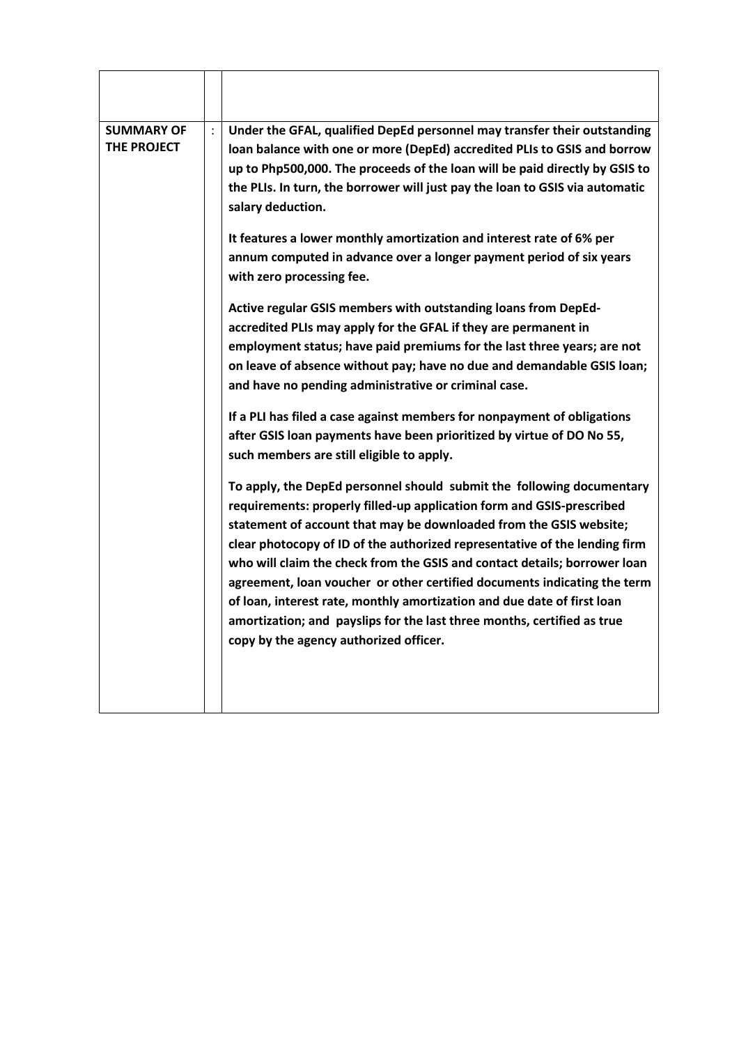| | | |
|---|---|---|
| | | |
| **SUMMARY OF THE PROJECT** | : | **Under the GFAL, qualified DepEd personnel may transfer their outstanding loan balance with one or more (DepEd) accredited PLIs to GSIS and borrow up to Php500,000. The proceeds of the loan will be paid directly by GSIS to the PLIs. In turn, the borrower will just pay the loan to GSIS via automatic salary deduction.**<br><br>**It features a lower monthly amortization and interest rate of 6% per annum computed in advance over a longer payment period of six years with zero processing fee.**<br><br>**Active regular GSIS members with outstanding loans from DepEd-accredited PLIs may apply for the GFAL if they are permanent in employment status; have paid premiums for the last three years; are not on leave of absence without pay; have no due and demandable GSIS loan; and have no pending administrative or criminal case.**<br><br>**If a PLI has filed a case against members for nonpayment of obligations after GSIS loan payments have been prioritized by virtue of DO No 55, such members are still eligible to apply.**<br><br>**To apply, the DepEd personnel should submit the following documentary requirements: properly filled-up application form and GSIS-prescribed statement of account that may be downloaded from the GSIS website; clear photocopy of ID of the authorized representative of the lending firm who will claim the check from the GSIS and contact details; borrower loan agreement, loan voucher or other certified documents indicating the term of loan, interest rate, monthly amortization and due date of first loan amortization; and payslips for the last three months, certified as true copy by the agency authorized officer.** |